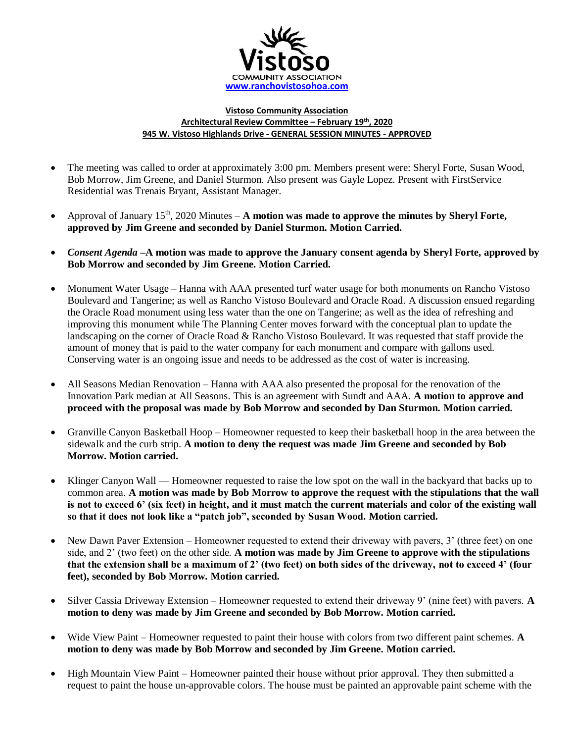Vistoso

COMMUNITY ASSOCIATION

www.ranchovistosohoa.com

**Vistoso Community Association**
**Architectural Review Committee – February 19th, 2020**
**945 W. Vistoso Highlands Drive - GENERAL SESSION MINUTES - APPROVED**

- The meeting was called to order at approximately 3:00 pm. Members present were: Sheryl Forte, Susan Wood, Bob Morrow, Jim Greene, and Daniel Sturmon. Also present was Gayle Lopez. Present with FirstService Residential was Trenais Bryant, Assistant Manager.

- Approval of January 15th, 2020 Minutes – **A motion was made to approve the minutes by Sheryl Forte, approved by Jim Greene and seconded by Daniel Sturmon. Motion Carried.**

- ***Consent Agenda* –A motion was made to approve the January consent agenda by Sheryl Forte, approved by Bob Morrow and seconded by Jim Greene. Motion Carried.**

- Monument Water Usage – Hanna with AAA presented turf water usage for both monuments on Rancho Vistoso Boulevard and Tangerine; as well as Rancho Vistoso Boulevard and Oracle Road. A discussion ensued regarding the Oracle Road monument using less water than the one on Tangerine; as well as the idea of refreshing and improving this monument while The Planning Center moves forward with the conceptual plan to update the landscaping on the corner of Oracle Road & Rancho Vistoso Boulevard. It was requested that staff provide the amount of money that is paid to the water company for each monument and compare with gallons used. Conserving water is an ongoing issue and needs to be addressed as the cost of water is increasing.

- All Seasons Median Renovation – Hanna with AAA also presented the proposal for the renovation of the Innovation Park median at All Seasons. This is an agreement with Sundt and AAA. **A motion to approve and proceed with the proposal was made by Bob Morrow and seconded by Dan Sturmon. Motion carried.**

- Granville Canyon Basketball Hoop – Homeowner requested to keep their basketball hoop in the area between the sidewalk and the curb strip. **A motion to deny the request was made Jim Greene and seconded by Bob Morrow. Motion carried.**

- Klinger Canyon Wall –– Homeowner requested to raise the low spot on the wall in the backyard that backs up to common area. **A motion was made by Bob Morrow to approve the request with the stipulations that the wall is not to exceed 6' (six feet) in height, and it must match the current materials and color of the existing wall so that it does not look like a "patch job", seconded by Susan Wood. Motion carried.**

- New Dawn Paver Extension – Homeowner requested to extend their driveway with pavers, 3' (three feet) on one side, and 2' (two feet) on the other side. **A motion was made by Jim Greene to approve with the stipulations that the extension shall be a maximum of 2' (two feet) on both sides of the driveway, not to exceed 4' (four feet), seconded by Bob Morrow. Motion carried.**

- Silver Cassia Driveway Extension – Homeowner requested to extend their driveway 9' (nine feet) with pavers. **A motion to deny was made by Jim Greene and seconded by Bob Morrow. Motion carried.**

- Wide View Paint – Homeowner requested to paint their house with colors from two different paint schemes. **A motion to deny was made by Bob Morrow and seconded by Jim Greene. Motion carried.**

- High Mountain View Paint – Homeowner painted their house without prior approval. They then submitted a request to paint the house un-approvable colors. The house must be painted an approvable paint scheme with the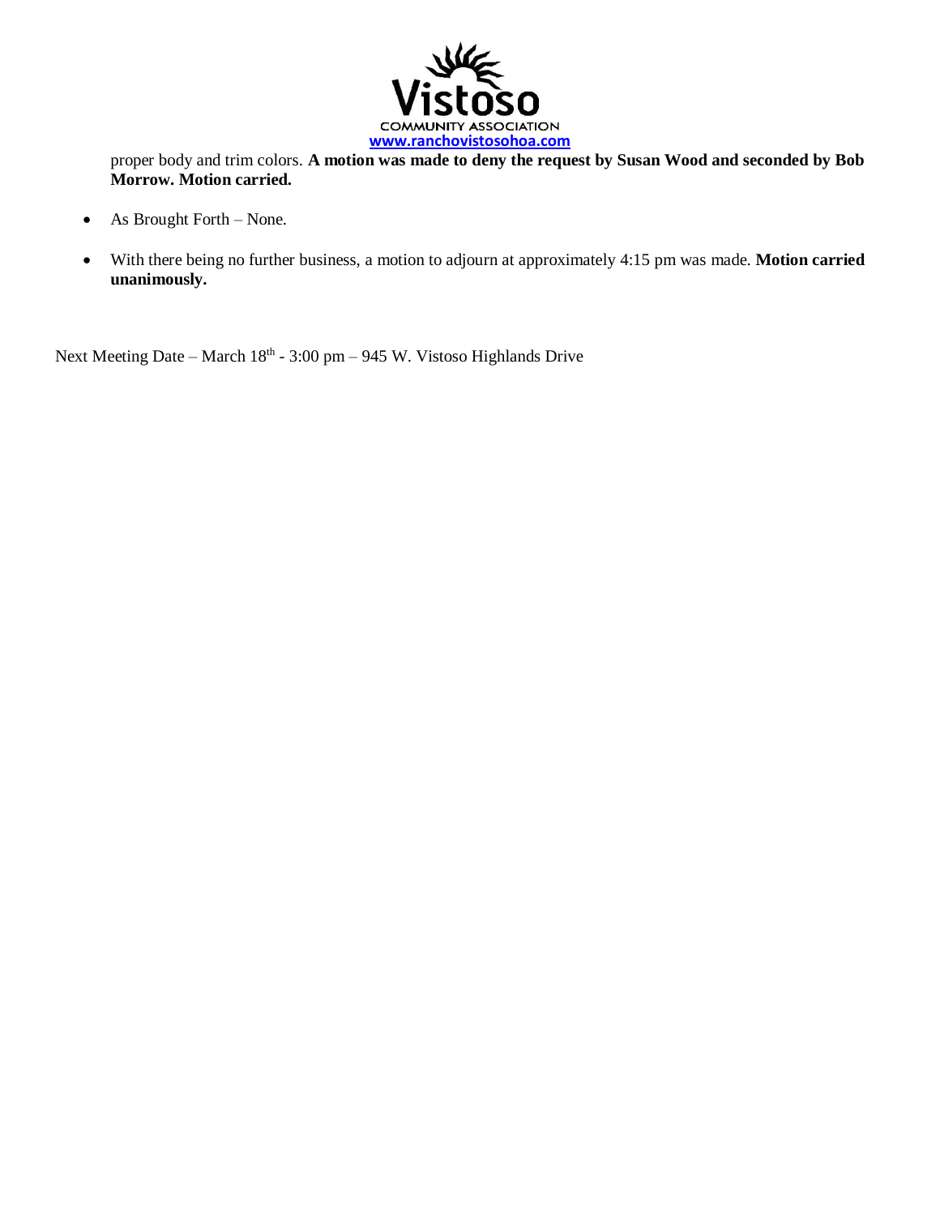proper body and trim colors. **A motion was made to deny the request by Susan Wood and seconded by Bob Morrow. Motion carried.**

- As Brought Forth – None.
- With there being no further business, a motion to adjourn at approximately 4:15 pm was made. **Motion carried unanimously.**

Next Meeting Date – March 18th - 3:00 pm – 945 W. Vistoso Highlands Drive